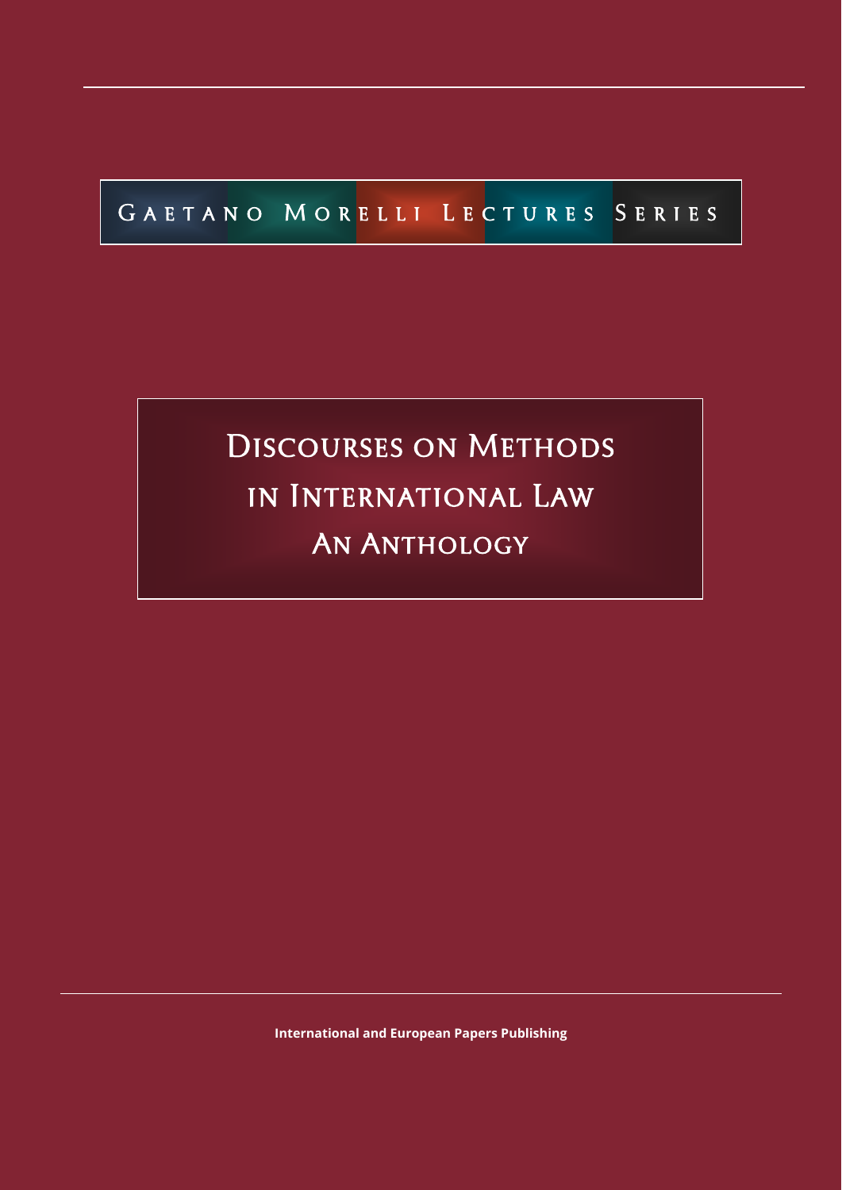Gaetano Morelli Lectures Series

# Discourses on Methods in International Law

## An Anthology

**International and European Papers Publishing**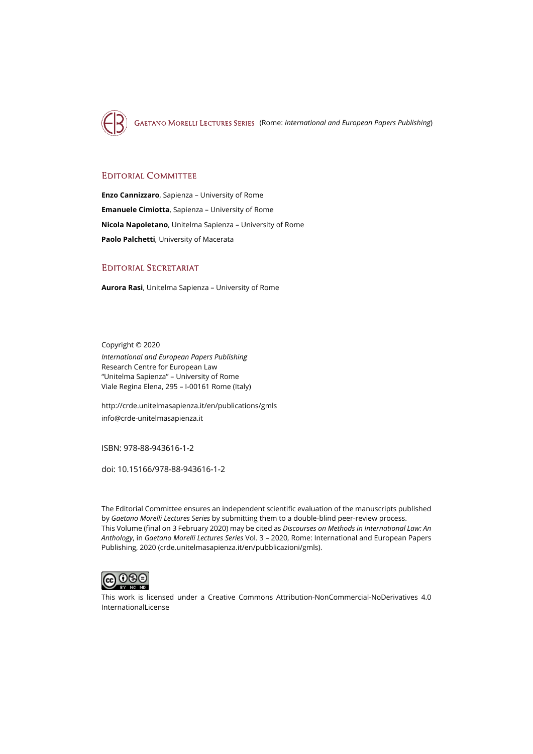GAETANO MORELLI LECTURES SERIES (Rome: *International and European Papers Publishing*)

## EDITORIAL COMMITTEE

**Enzo Cannizzaro**, Sapienza – University of Rome

**Emanuele Cimiotta**, Sapienza – University of Rome

**Nicola Napoletano**, Unitelma Sapienza – University of Rome

**Paolo Palchetti**, University of Macerata

## EDITORIAL SECRETARIAT

**Aurora Rasi**, Unitelma Sapienza – University of Rome

Copyright © 2020
*International and European Papers Publishing*
Research Centre for European Law
"Unitelma Sapienza" – University of Rome
Viale Regina Elena, 295 – I-00161 Rome (Italy)

http://crde.unitelmasapienza.it/en/publications/gmls
info@crde-unitelmasapienza.it

ISBN: 978-88-943616-1-2

doi: 10.15166/978-88-943616-1-2

The Editorial Committee ensures an independent scientific evaluation of the manuscripts published by *Gaetano Morelli Lectures Series* by submitting them to a double-blind peer-review process.
This Volume (final on 3 February 2020) may be cited as *Discourses on Methods in International Law: An Anthology*, in *Gaetano Morelli Lectures Series* Vol. 3 – 2020, Rome: International and European Papers Publishing, 2020 (crde.unitelmasapienza.it/en/pubblicazioni/gmls).

This work is licensed under a Creative Commons Attribution-NonCommercial-NoDerivatives 4.0 InternationalLicense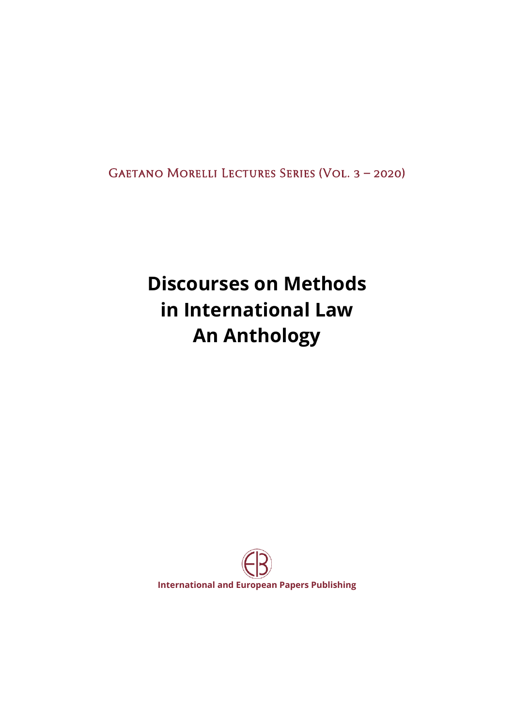Gaetano Morelli Lectures Series (Vol. 3 – 2020)

# Discourses on Methods in International Law An Anthology

International and European Papers Publishing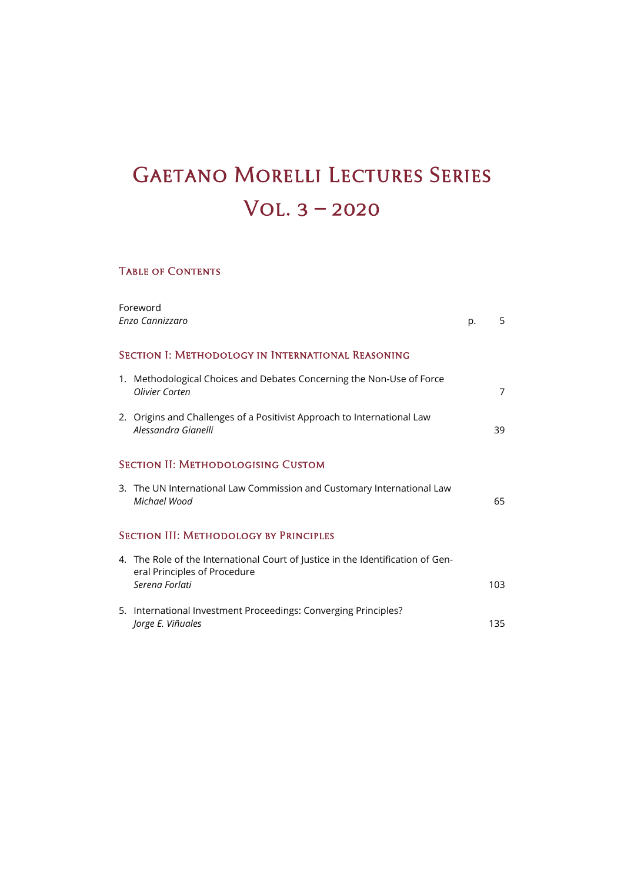# Gaetano Morelli Lectures Series

# Vol. 3 – 2020

## Table of Contents

Foreword
*Enzo Cannizzaro* p. 5

### Section I: Methodology in International Reasoning

1. Methodological Choices and Debates Concerning the Non-Use of Force
   *Olivier Corten* 7

2. Origins and Challenges of a Positivist Approach to International Law
   *Alessandra Gianelli* 39

### Section II: Methodologising Custom

3. The UN International Law Commission and Customary International Law
   *Michael Wood* 65

### Section III: Methodology by Principles

4. The Role of the International Court of Justice in the Identification of General Principles of Procedure
   *Serena Forlati* 103

5. International Investment Proceedings: Converging Principles?
   *Jorge E. Viñuales* 135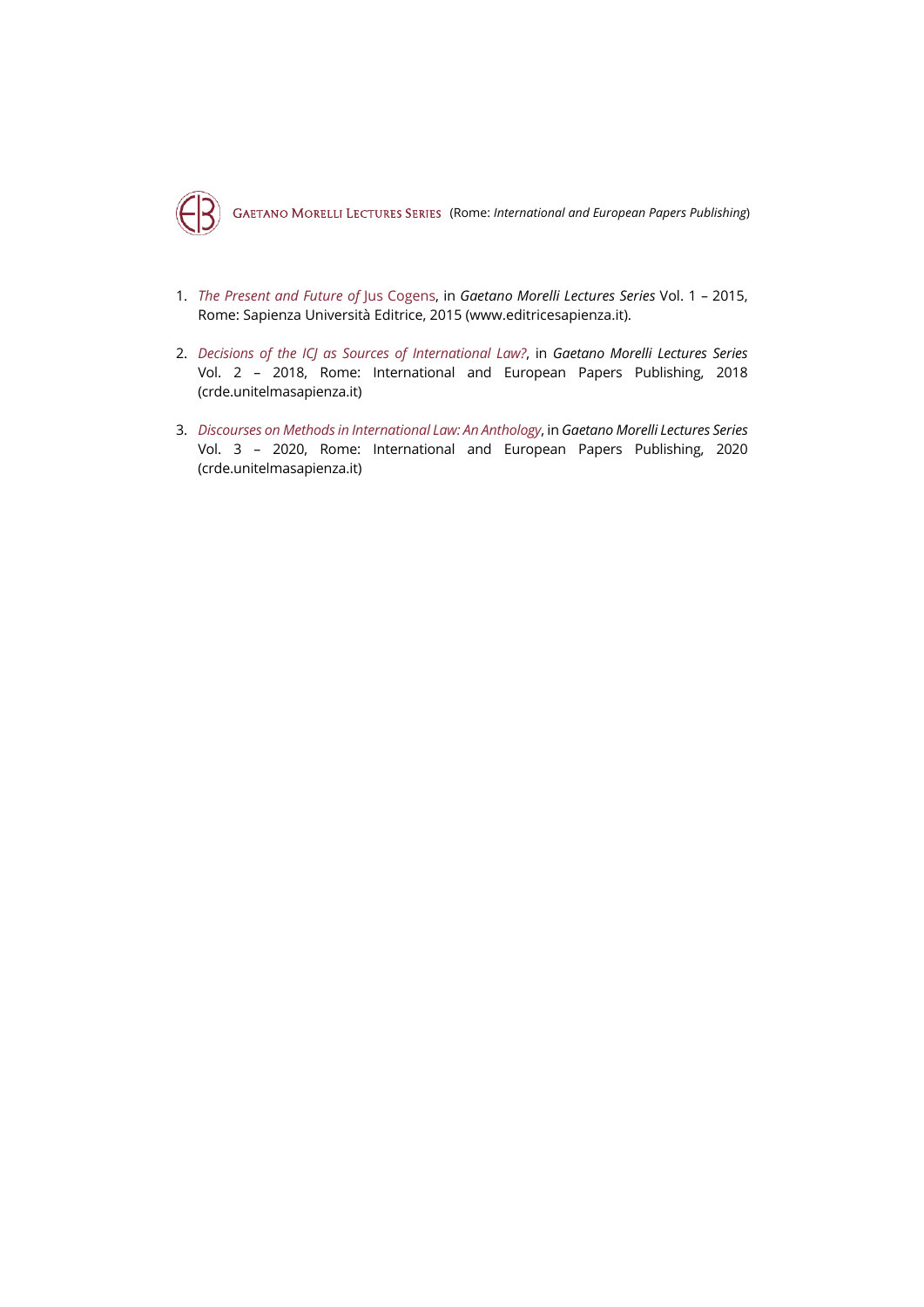GAETANO MORELLI LECTURES SERIES (Rome: *International and European Papers Publishing*)

1. *The Present and Future of* Jus Cogens, in *Gaetano Morelli Lectures Series* Vol. 1 – 2015, Rome: Sapienza Università Editrice, 2015 (www.editricesapienza.it).

2. *Decisions of the ICJ as Sources of International Law?*, in *Gaetano Morelli Lectures Series* Vol. 2 – 2018, Rome: International and European Papers Publishing, 2018 (crde.unitelmasapienza.it)

3. *Discourses on Methods in International Law: An Anthology*, in *Gaetano Morelli Lectures Series* Vol. 3 – 2020, Rome: International and European Papers Publishing, 2020 (crde.unitelmasapienza.it)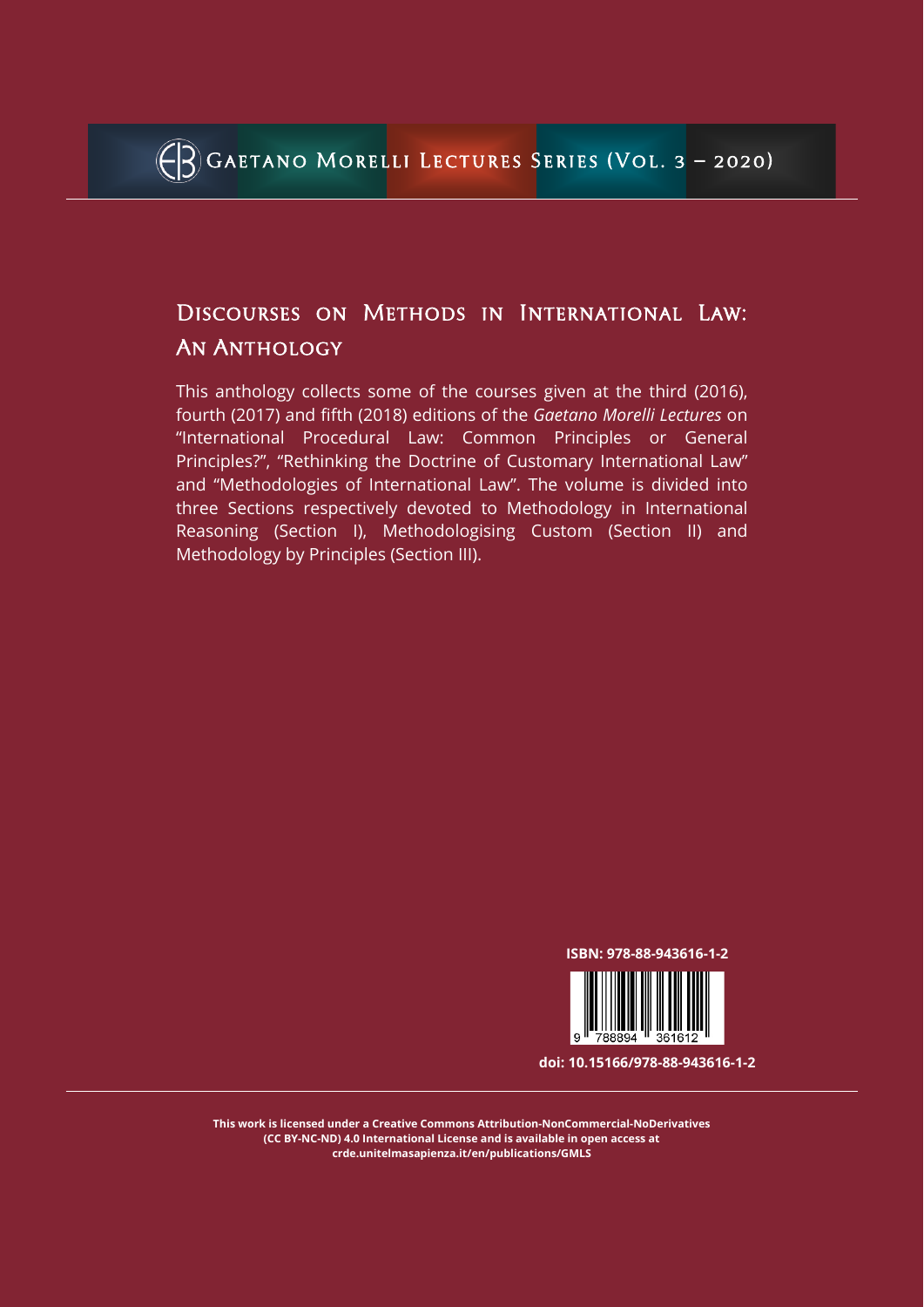Gaetano Morelli Lectures Series (Vol. 3 – 2020)

# Discourses on Methods in International Law: An Anthology

This anthology collects some of the courses given at the third (2016), fourth (2017) and fifth (2018) editions of the *Gaetano Morelli Lectures* on "International Procedural Law: Common Principles or General Principles?", "Rethinking the Doctrine of Customary International Law" and "Methodologies of International Law". The volume is divided into three Sections respectively devoted to Methodology in International Reasoning (Section I), Methodologising Custom (Section II) and Methodology by Principles (Section III).

**ISBN: 978-88-943616-1-2**

9 788894 361612

**doi: 10.15166/978-88-943616-1-2**

**This work is licensed under a Creative Commons Attribution-NonCommercial-NoDerivatives (CC BY-NC-ND) 4.0 International License and is available in open access at crde.unitelmasapienza.it/en/publications/GMLS**